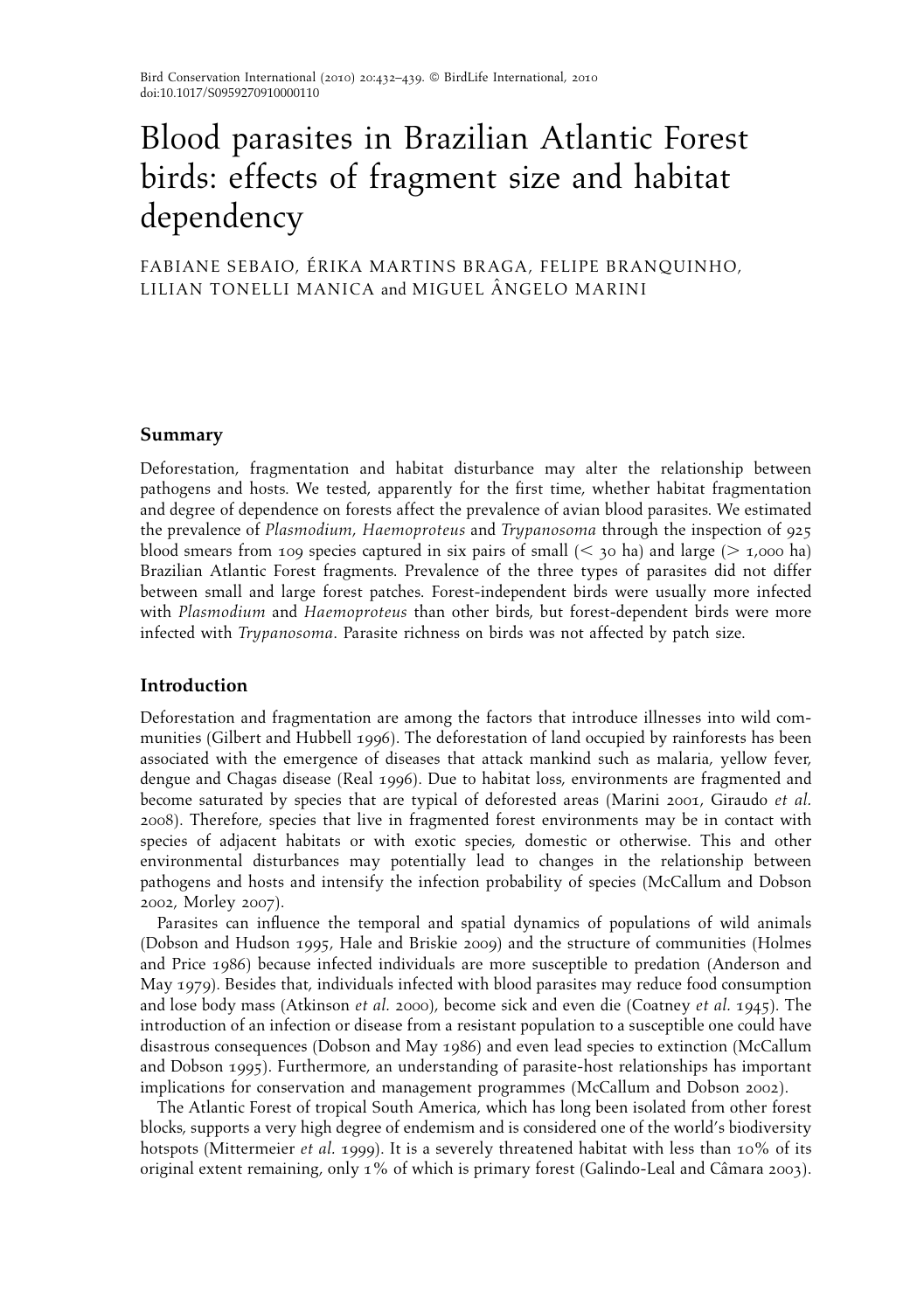# Blood parasites in Brazilian Atlantic Forest birds: effects of fragment size and habitat dependency

FABIANE SEBAIO, ÉRIKA MARTINS BRAGA, FELIPE BRANQUINHO, LILIAN TONELLI MANICA and MIGUEL ÂNGELO MARINI

## Summary

Deforestation, fragmentation and habitat disturbance may alter the relationship between pathogens and hosts. We tested, apparently for the first time, whether habitat fragmentation and degree of dependence on forests affect the prevalence of avian blood parasites. We estimated the prevalence of *Plasmodium*, *Haemoproteus* and *Trypanosoma* through the inspection of 925 blood smears from 109 species captured in six pairs of small (< 30 ha) and large (> 1,000 ha) Brazilian Atlantic Forest fragments. Prevalence of the three types of parasites did not differ between small and large forest patches. Forest-independent birds were usually more infected with *Plasmodium* and *Haemoproteus* than other birds, but forest-dependent birds were more infected with *Trypanosoma*. Parasite richness on birds was not affected by patch size.

## Introduction

Deforestation and fragmentation are among the factors that introduce illnesses into wild communities (Gilbert and Hubbell 1996). The deforestation of land occupied by rainforests has been associated with the emergence of diseases that attack mankind such as malaria, yellow fever, dengue and Chagas disease (Real 1996). Due to habitat loss, environments are fragmented and become saturated by species that are typical of deforested areas (Marini 2001, Giraudo *et al.* 2008). Therefore, species that live in fragmented forest environments may be in contact with species of adjacent habitats or with exotic species, domestic or otherwise. This and other environmental disturbances may potentially lead to changes in the relationship between pathogens and hosts and intensify the infection probability of species (McCallum and Dobson 2002, Morley 2007).

Parasites can influence the temporal and spatial dynamics of populations of wild animals (Dobson and Hudson 1995, Hale and Briskie 2009) and the structure of communities (Holmes and Price 1986) because infected individuals are more susceptible to predation (Anderson and May 1979). Besides that, individuals infected with blood parasites may reduce food consumption and lose body mass (Atkinson *et al.* 2000), become sick and even die (Coatney *et al.* 1945). The introduction of an infection or disease from a resistant population to a susceptible one could have disastrous consequences (Dobson and May 1986) and even lead species to extinction (McCallum and Dobson 1995). Furthermore, an understanding of parasite-host relationships has important implications for conservation and management programmes (McCallum and Dobson 2002).

The Atlantic Forest of tropical South America, which has long been isolated from other forest blocks, supports a very high degree of endemism and is considered one of the world's biodiversity hotspots (Mittermeier *et al.* 1999). It is a severely threatened habitat with less than 10% of its original extent remaining, only 1% of which is primary forest (Galindo-Leal and Câmara 2003).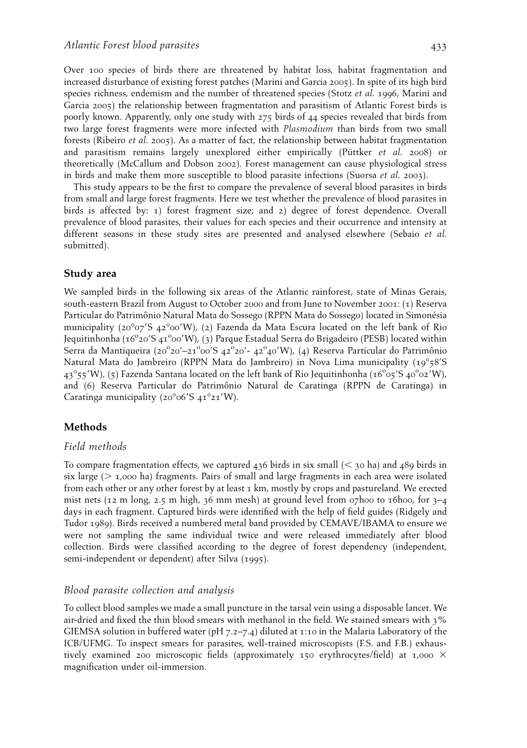Over 100 species of birds there are threatened by habitat loss, habitat fragmentation and increased disturbance of existing forest patches (Marini and Garcia 2005). In spite of its high bird species richness, endemism and the number of threatened species (Stotz *et al.* 1996, Marini and Garcia 2005) the relationship between fragmentation and parasitism of Atlantic Forest birds is poorly known. Apparently, only one study with 275 birds of 44 species revealed that birds from two large forest fragments were more infected with *Plasmodium* than birds from two small forests (Ribeiro *et al.* 2005). As a matter of fact, the relationship between habitat fragmentation and parasitism remains largely unexplored either empirically (Püttker *et al.* 2008) or theoretically (McCallum and Dobson 2002). Forest management can cause physiological stress in birds and make them more susceptible to blood parasite infections (Suorsa *et al.* 2003).

This study appears to be the first to compare the prevalence of several blood parasites in birds from small and large forest fragments. Here we test whether the prevalence of blood parasites in birds is affected by: 1) forest fragment size; and 2) degree of forest dependence. Overall prevalence of blood parasites, their values for each species and their occurrence and intensity at different seasons in these study sites are presented and analysed elsewhere (Sebaio *et al.* submitted).

## Study area

We sampled birds in the following six areas of the Atlantic rainforest, state of Minas Gerais, south-eastern Brazil from August to October 2000 and from June to November 2001: (1) Reserva Particular do Patrimônio Natural Mata do Sossego (RPPN Mata do Sossego) located in Simonésia municipality (20°07′S 42°00′W), (2) Fazenda da Mata Escura located on the left bank of Rio Jequitinhonha (16°20′S 41°00′W), (3) Parque Estadual Serra do Brigadeiro (PESB) located within Serra da Mantiqueira (20°20′–21°00′S 42°20′- 42°40′W), (4) Reserva Particular do Patrimônio Natural Mata do Jambreiro (RPPN Mata do Jambreiro) in Nova Lima municipality (19°58′S 43°55′W), (5) Fazenda Santana located on the left bank of Rio Jequitinhonha (16°05′S 40°02′W), and (6) Reserva Particular do Patrimônio Natural de Caratinga (RPPN de Caratinga) in Caratinga municipality (20°06′S 41°21′W).

## Methods

### Field methods

To compare fragmentation effects, we captured 436 birds in six small (< 30 ha) and 489 birds in six large (> 1,000 ha) fragments. Pairs of small and large fragments in each area were isolated from each other or any other forest by at least 1 km, mostly by crops and pastureland. We erected mist nets (12 m long, 2.5 m high, 36 mm mesh) at ground level from 07h00 to 16h00, for 3–4 days in each fragment. Captured birds were identified with the help of field guides (Ridgely and Tudor 1989). Birds received a numbered metal band provided by CEMAVE/IBAMA to ensure we were not sampling the same individual twice and were released immediately after blood collection. Birds were classified according to the degree of forest dependency (independent, semi-independent or dependent) after Silva (1995).

### Blood parasite collection and analysis

To collect blood samples we made a small puncture in the tarsal vein using a disposable lancet. We air-dried and fixed the thin blood smears with methanol in the field. We stained smears with 3% GIEMSA solution in buffered water (pH 7.2–7.4) diluted at 1:10 in the Malaria Laboratory of the ICB/UFMG. To inspect smears for parasites, well-trained microscopists (F.S. and F.B.) exhaustively examined 200 microscopic fields (approximately 150 erythrocytes/field) at 1,000 × magnification under oil-immersion.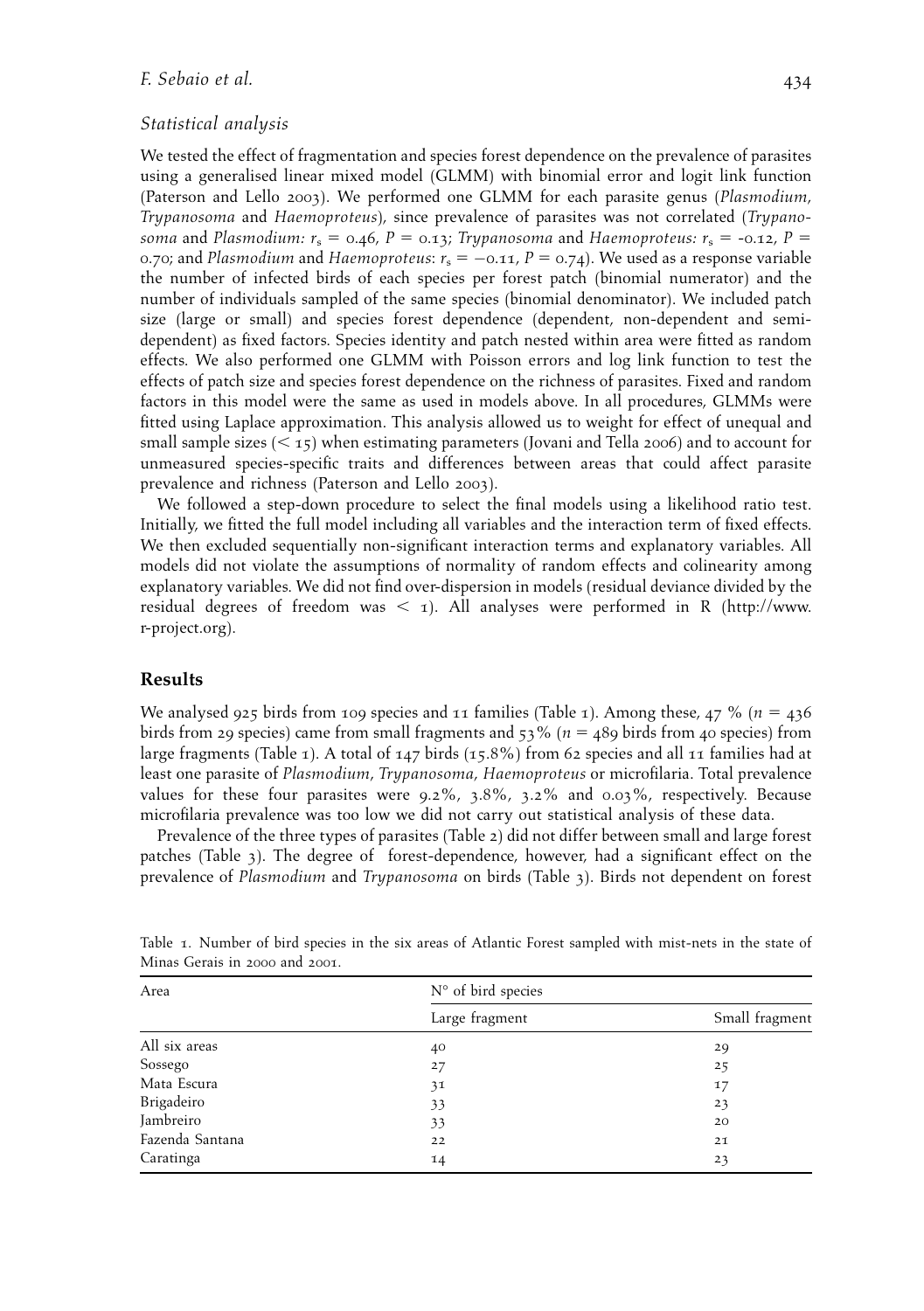### *Statistical analysis*

We tested the effect of fragmentation and species forest dependence on the prevalence of parasites using a generalised linear mixed model (GLMM) with binomial error and logit link function (Paterson and Lello 2003). We performed one GLMM for each parasite genus (*Plasmodium*, *Trypanosoma* and *Haemoproteus*), since prevalence of parasites was not correlated (*Trypanosoma* and *Plasmodium:* $r_s = 0.46$, $P = 0.13$; *Trypanosoma* and *Haemoproteus:* $r_s = -0.12$, $P = 0.70$; and *Plasmodium* and *Haemoproteus*: $r_s = -0.11$, $P = 0.74$). We used as a response variable the number of infected birds of each species per forest patch (binomial numerator) and the number of individuals sampled of the same species (binomial denominator). We included patch size (large or small) and species forest dependence (dependent, non-dependent and semi-dependent) as fixed factors. Species identity and patch nested within area were fitted as random effects. We also performed one GLMM with Poisson errors and log link function to test the effects of patch size and species forest dependence on the richness of parasites. Fixed and random factors in this model were the same as used in models above. In all procedures, GLMMs were fitted using Laplace approximation. This analysis allowed us to weight for effect of unequal and small sample sizes ($< 15$) when estimating parameters (Jovani and Tella 2006) and to account for unmeasured species-specific traits and differences between areas that could affect parasite prevalence and richness (Paterson and Lello 2003).

We followed a step-down procedure to select the final models using a likelihood ratio test. Initially, we fitted the full model including all variables and the interaction term of fixed effects. We then excluded sequentially non-significant interaction terms and explanatory variables. All models did not violate the assumptions of normality of random effects and colinearity among explanatory variables. We did not find over-dispersion in models (residual deviance divided by the residual degrees of freedom was $< 1$). All analyses were performed in R (http://www.r-project.org).

## Results

We analysed 925 birds from 109 species and 11 families (Table 1). Among these, 47 % ($n = 436$ birds from 29 species) came from small fragments and 53% ($n = 489$ birds from 40 species) from large fragments (Table 1). A total of 147 birds (15.8%) from 62 species and all 11 families had at least one parasite of *Plasmodium*, *Trypanosoma*, *Haemoproteus* or microfilaria. Total prevalence values for these four parasites were 9.2%, 3.8%, 3.2% and 0.03%, respectively. Because microfilaria prevalence was too low we did not carry out statistical analysis of these data.

Prevalence of the three types of parasites (Table 2) did not differ between small and large forest patches (Table 3). The degree of forest-dependence, however, had a significant effect on the prevalence of *Plasmodium* and *Trypanosoma* on birds (Table 3). Birds not dependent on forest

Table 1. Number of bird species in the six areas of Atlantic Forest sampled with mist-nets in the state of Minas Gerais in 2000 and 2001.

| Area | N° of bird species | |
|---|---|---|
| | Large fragment | Small fragment |
| All six areas | 40 | 29 |
| Sossego | 27 | 25 |
| Mata Escura | 31 | 17 |
| Brigadeiro | 33 | 23 |
| Jambreiro | 33 | 20 |
| Fazenda Santana | 22 | 21 |
| Caratinga | 14 | 23 |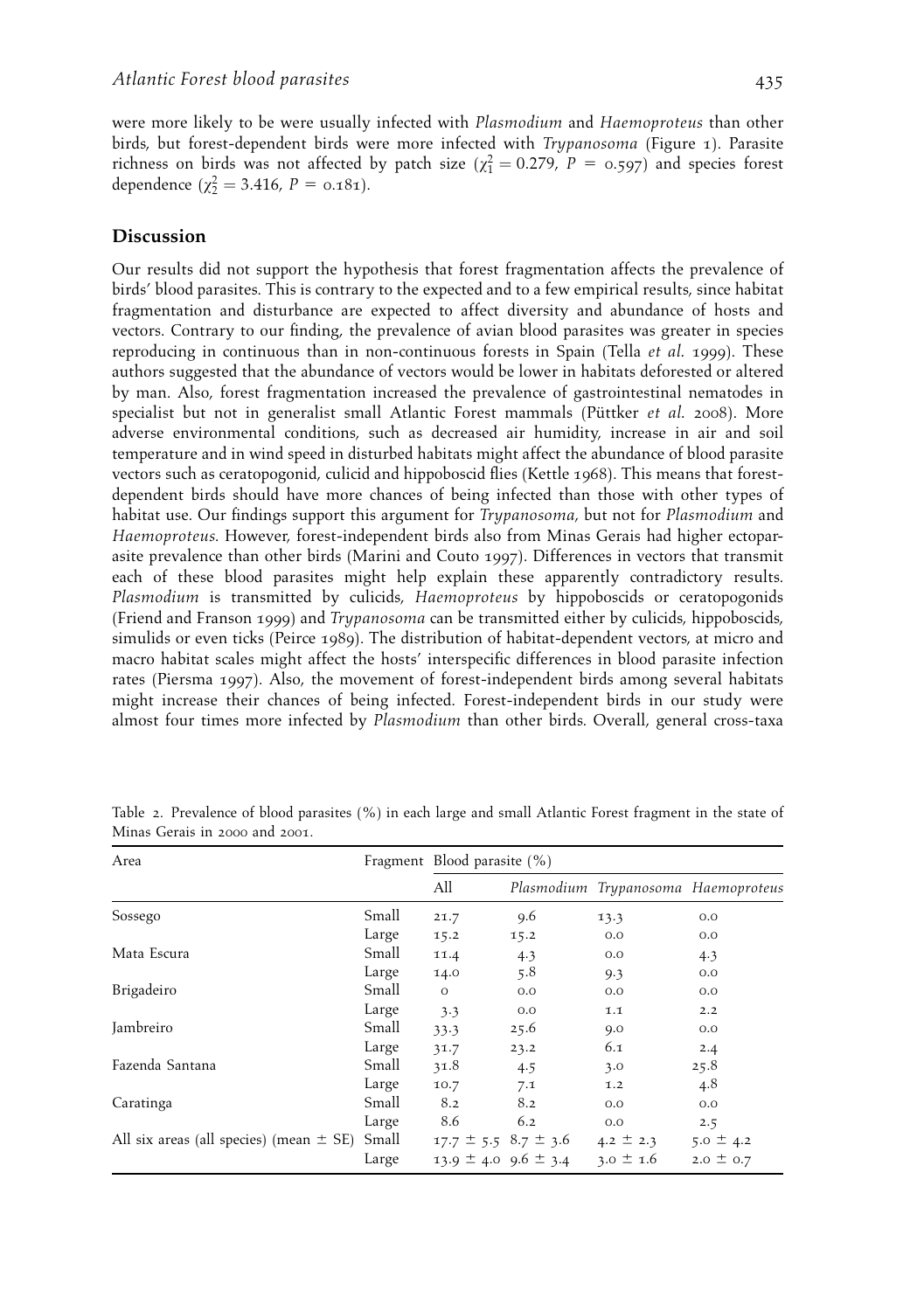were more likely to be were usually infected with *Plasmodium* and *Haemoproteus* than other birds, but forest-dependent birds were more infected with *Trypanosoma* (Figure 1). Parasite richness on birds was not affected by patch size ($\chi^2_1 = 0.279$, $P = 0.597$) and species forest dependence ($\chi^2_2 = 3.416$, $P = 0.181$).

## Discussion

Our results did not support the hypothesis that forest fragmentation affects the prevalence of birds' blood parasites. This is contrary to the expected and to a few empirical results, since habitat fragmentation and disturbance are expected to affect diversity and abundance of hosts and vectors. Contrary to our finding, the prevalence of avian blood parasites was greater in species reproducing in continuous than in non-continuous forests in Spain (Tella *et al.* 1999). These authors suggested that the abundance of vectors would be lower in habitats deforested or altered by man. Also, forest fragmentation increased the prevalence of gastrointestinal nematodes in specialist but not in generalist small Atlantic Forest mammals (Püttker *et al.* 2008). More adverse environmental conditions, such as decreased air humidity, increase in air and soil temperature and in wind speed in disturbed habitats might affect the abundance of blood parasite vectors such as ceratopogonid, culicid and hippoboscid flies (Kettle 1968). This means that forest-dependent birds should have more chances of being infected than those with other types of habitat use. Our findings support this argument for *Trypanosoma*, but not for *Plasmodium* and *Haemoproteus*. However, forest-independent birds also from Minas Gerais had higher ectoparasite prevalence than other birds (Marini and Couto 1997). Differences in vectors that transmit each of these blood parasites might help explain these apparently contradictory results. *Plasmodium* is transmitted by culicids, *Haemoproteus* by hippoboscids or ceratopogonids (Friend and Franson 1999) and *Trypanosoma* can be transmitted either by culicids, hippoboscids, simulids or even ticks (Peirce 1989). The distribution of habitat-dependent vectors, at micro and macro habitat scales might affect the hosts' interspecific differences in blood parasite infection rates (Piersma 1997). Also, the movement of forest-independent birds among several habitats might increase their chances of being infected. Forest-independent birds in our study were almost four times more infected by *Plasmodium* than other birds. Overall, general cross-taxa

Table 2. Prevalence of blood parasites (%) in each large and small Atlantic Forest fragment in the state of Minas Gerais in 2000 and 2001.

| Area | Fragment | Blood parasite (%) | | | |
|---|---|---|---|---|---|
| | | All | *Plasmodium* | *Trypanosoma* | *Haemoproteus* |
| Sossego | Small | 21.7 | 9.6 | 13.3 | 0.0 |
| | Large | 15.2 | 15.2 | 0.0 | 0.0 |
| Mata Escura | Small | 11.4 | 4.3 | 0.0 | 4.3 |
| | Large | 14.0 | 5.8 | 9.3 | 0.0 |
| Brigadeiro | Small | 0 | 0.0 | 0.0 | 0.0 |
| | Large | 3.3 | 0.0 | 1.1 | 2.2 |
| Jambreiro | Small | 33.3 | 25.6 | 9.0 | 0.0 |
| | Large | 31.7 | 23.2 | 6.1 | 2.4 |
| Fazenda Santana | Small | 31.8 | 4.5 | 3.0 | 25.8 |
| | Large | 10.7 | 7.1 | 1.2 | 4.8 |
| Caratinga | Small | 8.2 | 8.2 | 0.0 | 0.0 |
| | Large | 8.6 | 6.2 | 0.0 | 2.5 |
| All six areas (all species) (mean ± SE) | Small | 17.7 ± 5.5 | 8.7 ± 3.6 | 4.2 ± 2.3 | 5.0 ± 4.2 |
| | Large | 13.9 ± 4.0 | 9.6 ± 3.4 | 3.0 ± 1.6 | 2.0 ± 0.7 |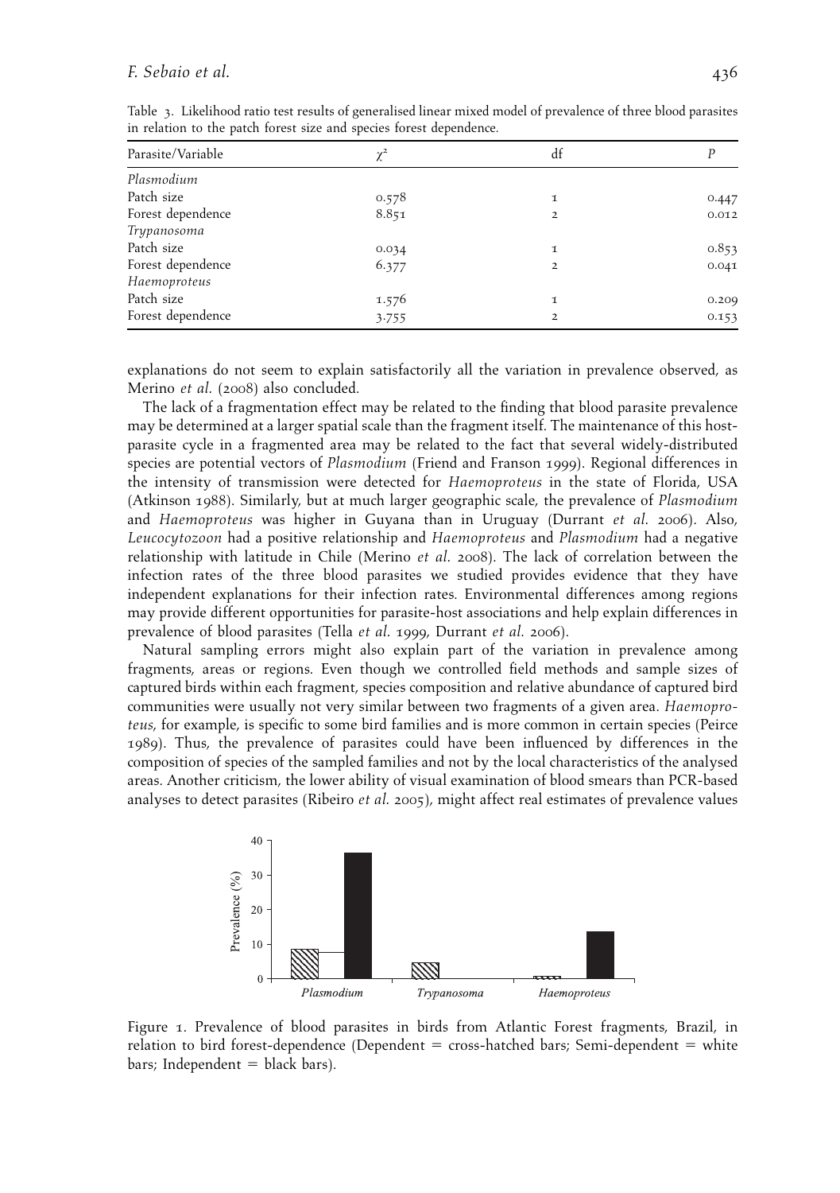Table 3. Likelihood ratio test results of generalised linear mixed model of prevalence of three blood parasites in relation to the patch forest size and species forest dependence.

| Parasite/Variable | $\chi^2$ | df | $P$ |
|---|---|---|---|
| *Plasmodium* | | | |
| Patch size | 0.578 | 1 | 0.447 |
| Forest dependence | 8.851 | 2 | 0.012 |
| *Trypanosoma* | | | |
| Patch size | 0.034 | 1 | 0.853 |
| Forest dependence | 6.377 | 2 | 0.041 |
| *Haemoproteus* | | | |
| Patch size | 1.576 | 1 | 0.209 |
| Forest dependence | 3.755 | 2 | 0.153 |

explanations do not seem to explain satisfactorily all the variation in prevalence observed, as Merino *et al.* (2008) also concluded.

The lack of a fragmentation effect may be related to the finding that blood parasite prevalence may be determined at a larger spatial scale than the fragment itself. The maintenance of this host-parasite cycle in a fragmented area may be related to the fact that several widely-distributed species are potential vectors of *Plasmodium* (Friend and Franson 1999). Regional differences in the intensity of transmission were detected for *Haemoproteus* in the state of Florida, USA (Atkinson 1988). Similarly, but at much larger geographic scale, the prevalence of *Plasmodium* and *Haemoproteus* was higher in Guyana than in Uruguay (Durrant *et al.* 2006). Also, *Leucocytozoon* had a positive relationship and *Haemoproteus* and *Plasmodium* had a negative relationship with latitude in Chile (Merino *et al.* 2008). The lack of correlation between the infection rates of the three blood parasites we studied provides evidence that they have independent explanations for their infection rates. Environmental differences among regions may provide different opportunities for parasite-host associations and help explain differences in prevalence of blood parasites (Tella *et al.* 1999, Durrant *et al.* 2006).

Natural sampling errors might also explain part of the variation in prevalence among fragments, areas or regions. Even though we controlled field methods and sample sizes of captured birds within each fragment, species composition and relative abundance of captured bird communities were usually not very similar between two fragments of a given area. *Haemoproteus*, for example, is specific to some bird families and is more common in certain species (Peirce 1989). Thus, the prevalence of parasites could have been influenced by differences in the composition of species of the sampled families and not by the local characteristics of the analysed areas. Another criticism, the lower ability of visual examination of blood smears than PCR-based analyses to detect parasites (Ribeiro *et al.* 2005), might affect real estimates of prevalence values

Figure 1. Prevalence of blood parasites in birds from Atlantic Forest fragments, Brazil, in relation to bird forest-dependence (Dependent = cross-hatched bars; Semi-dependent = white bars; Independent = black bars).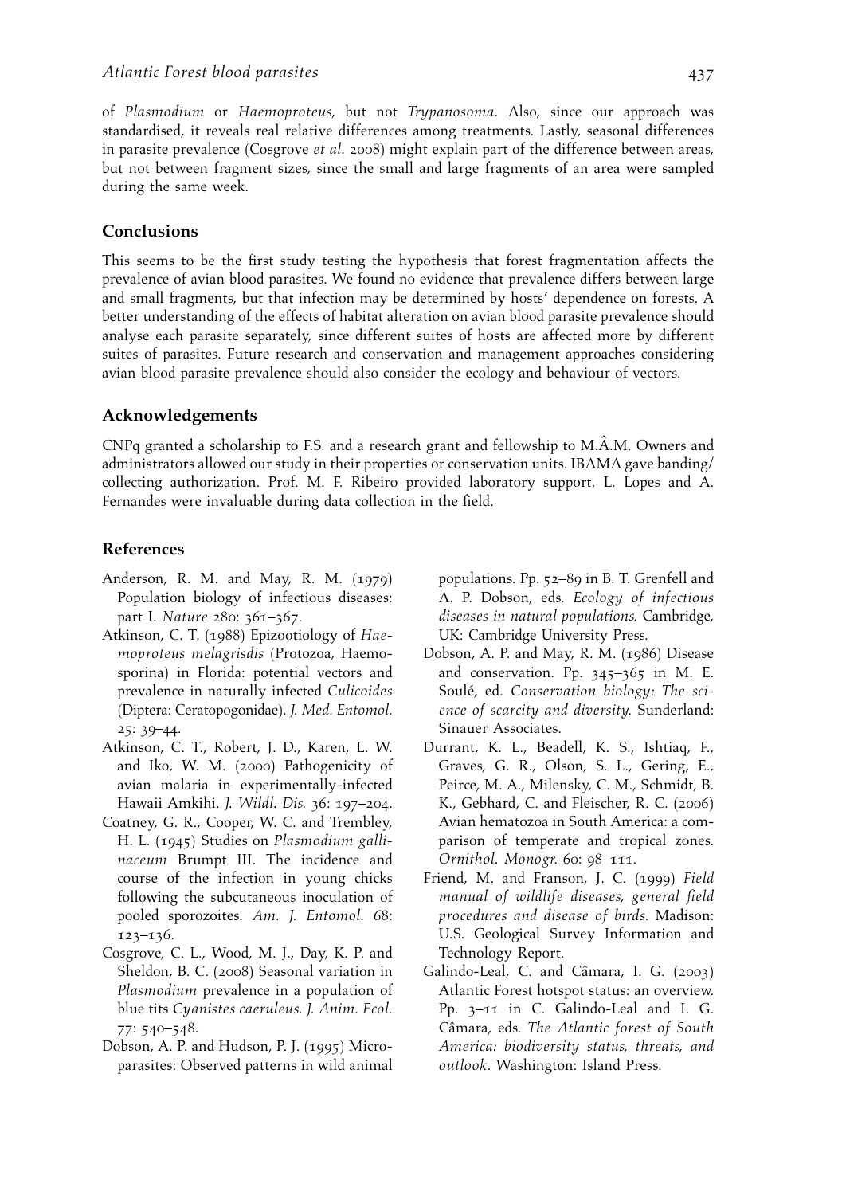of *Plasmodium* or *Haemoproteus*, but not *Trypanosoma*. Also, since our approach was standardised, it reveals real relative differences among treatments. Lastly, seasonal differences in parasite prevalence (Cosgrove *et al.* 2008) might explain part of the difference between areas, but not between fragment sizes, since the small and large fragments of an area were sampled during the same week.

## Conclusions

This seems to be the first study testing the hypothesis that forest fragmentation affects the prevalence of avian blood parasites. We found no evidence that prevalence differs between large and small fragments, but that infection may be determined by hosts' dependence on forests. A better understanding of the effects of habitat alteration on avian blood parasite prevalence should analyse each parasite separately, since different suites of hosts are affected more by different suites of parasites. Future research and conservation and management approaches considering avian blood parasite prevalence should also consider the ecology and behaviour of vectors.

## Acknowledgements

CNPq granted a scholarship to F.S. and a research grant and fellowship to M.Â.M. Owners and administrators allowed our study in their properties or conservation units. IBAMA gave banding/collecting authorization. Prof. M. F. Ribeiro provided laboratory support. L. Lopes and A. Fernandes were invaluable during data collection in the field.

## References

Anderson, R. M. and May, R. M. (1979) Population biology of infectious diseases: part I. *Nature* 280: 361–367.

Atkinson, C. T. (1988) Epizootiology of *Haemoproteus melagrisdis* (Protozoa, Haemosporina) in Florida: potential vectors and prevalence in naturally infected *Culicoides* (Diptera: Ceratopogonidae). *J. Med. Entomol.* 25: 39–44.

Atkinson, C. T., Robert, J. D., Karen, L. W. and Iko, W. M. (2000) Pathogenicity of avian malaria in experimentally-infected Hawaii Amkihi. *J. Wildl. Dis.* 36: 197–204.

Coatney, G. R., Cooper, W. C. and Trembley, H. L. (1945) Studies on *Plasmodium gallinaceum* Brumpt III. The incidence and course of the infection in young chicks following the subcutaneous inoculation of pooled sporozoites. *Am. J. Entomol.* 68: 123–136.

Cosgrove, C. L., Wood, M. J., Day, K. P. and Sheldon, B. C. (2008) Seasonal variation in *Plasmodium* prevalence in a population of blue tits *Cyanistes caeruleus*. *J. Anim. Ecol.* 77: 540–548.

Dobson, A. P. and Hudson, P. J. (1995) Microparasites: Observed patterns in wild animal populations. Pp. 52–89 in B. T. Grenfell and A. P. Dobson, eds. *Ecology of infectious diseases in natural populations*. Cambridge, UK: Cambridge University Press.

Dobson, A. P. and May, R. M. (1986) Disease and conservation. Pp. 345–365 in M. E. Soulé, ed. *Conservation biology: The science of scarcity and diversity*. Sunderland: Sinauer Associates.

Durrant, K. L., Beadell, K. S., Ishtiaq, F., Graves, G. R., Olson, S. L., Gering, E., Peirce, M. A., Milensky, C. M., Schmidt, B. K., Gebhard, C. and Fleischer, R. C. (2006) Avian hematozoa in South America: a comparison of temperate and tropical zones. *Ornithol. Monogr.* 60: 98–111.

Friend, M. and Franson, J. C. (1999) *Field manual of wildlife diseases, general field procedures and disease of birds*. Madison: U.S. Geological Survey Information and Technology Report.

Galindo-Leal, C. and Câmara, I. G. (2003) Atlantic Forest hotspot status: an overview. Pp. 3–11 in C. Galindo-Leal and I. G. Câmara, eds. *The Atlantic forest of South America: biodiversity status, threats, and outlook*. Washington: Island Press.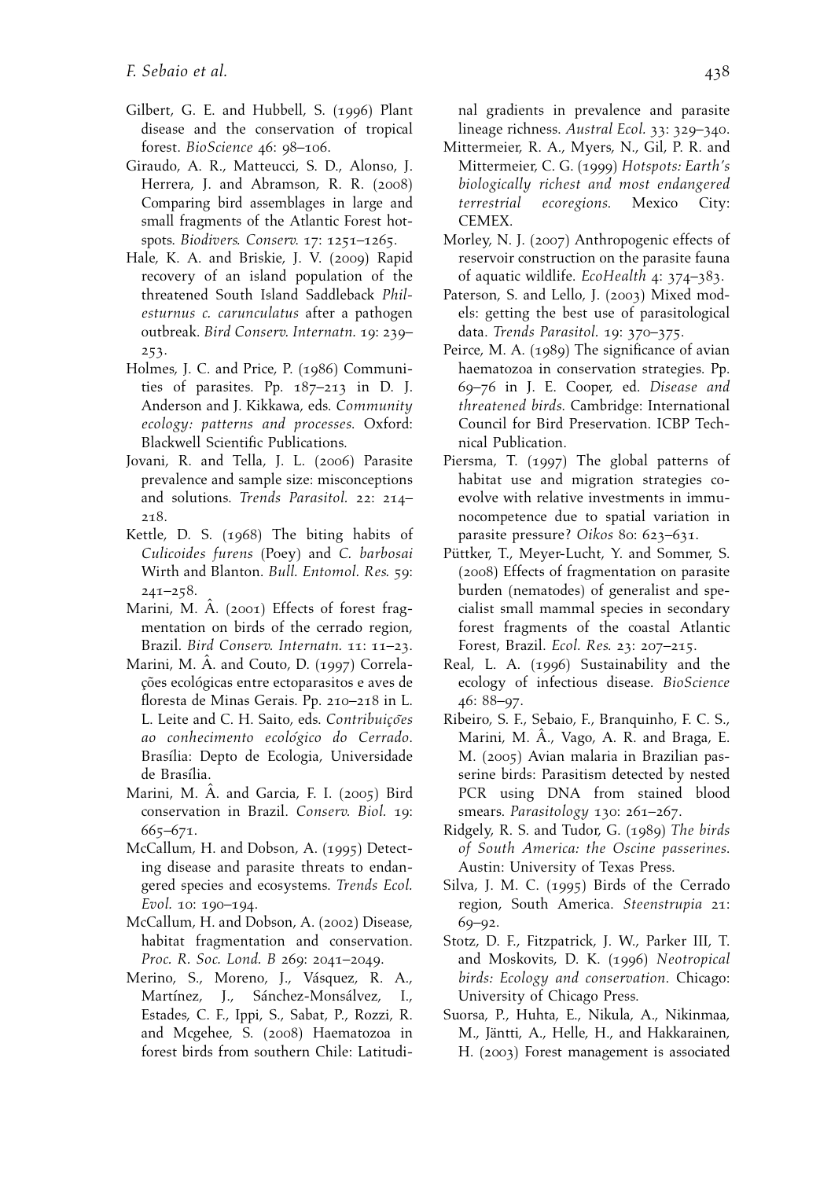Gilbert, G. E. and Hubbell, S. (1996) Plant disease and the conservation of tropical forest. *BioScience* 46: 98–106.

Giraudo, A. R., Matteucci, S. D., Alonso, J. Herrera, J. and Abramson, R. R. (2008) Comparing bird assemblages in large and small fragments of the Atlantic Forest hotspots. *Biodivers. Conserv.* 17: 1251–1265.

Hale, K. A. and Briskie, J. V. (2009) Rapid recovery of an island population of the threatened South Island Saddleback *Philesturnus c. carunculatus* after a pathogen outbreak. *Bird Conserv. Internatn.* 19: 239–253.

Holmes, J. C. and Price, P. (1986) Communities of parasites. Pp. 187–213 in D. J. Anderson and J. Kikkawa, eds. *Community ecology: patterns and processes*. Oxford: Blackwell Scientific Publications.

Jovani, R. and Tella, J. L. (2006) Parasite prevalence and sample size: misconceptions and solutions. *Trends Parasitol.* 22: 214–218.

Kettle, D. S. (1968) The biting habits of *Culicoides furens* (Poey) and *C. barbosai* Wirth and Blanton. *Bull. Entomol. Res.* 59: 241–258.

Marini, M. Â. (2001) Effects of forest fragmentation on birds of the cerrado region, Brazil. *Bird Conserv. Internatn.* 11: 11–23.

Marini, M. Â. and Couto, D. (1997) Correlações ecológicas entre ectoparasitos e aves de floresta de Minas Gerais. Pp. 210–218 in L. L. Leite and C. H. Saito, eds. *Contribuições ao conhecimento ecológico do Cerrado*. Brasília: Depto de Ecologia, Universidade de Brasília.

Marini, M. Â. and Garcia, F. I. (2005) Bird conservation in Brazil. *Conserv. Biol.* 19: 665–671.

McCallum, H. and Dobson, A. (1995) Detecting disease and parasite threats to endangered species and ecosystems. *Trends Ecol. Evol.* 10: 190–194.

McCallum, H. and Dobson, A. (2002) Disease, habitat fragmentation and conservation. *Proc. R. Soc. Lond. B* 269: 2041–2049.

Merino, S., Moreno, J., Vásquez, R. A., Martínez, J., Sánchez-Monsálvez, I., Estades, C. F., Ippi, S., Sabat, P., Rozzi, R. and Mcgehee, S. (2008) Haematozoa in forest birds from southern Chile: Latitudinal gradients in prevalence and parasite lineage richness. *Austral Ecol.* 33: 329–340.

Mittermeier, R. A., Myers, N., Gil, P. R. and Mittermeier, C. G. (1999) *Hotspots: Earth's biologically richest and most endangered terrestrial ecoregions*. Mexico City: CEMEX.

Morley, N. J. (2007) Anthropogenic effects of reservoir construction on the parasite fauna of aquatic wildlife. *EcoHealth* 4: 374–383.

Paterson, S. and Lello, J. (2003) Mixed models: getting the best use of parasitological data. *Trends Parasitol.* 19: 370–375.

Peirce, M. A. (1989) The significance of avian haematozoa in conservation strategies. Pp. 69–76 in J. E. Cooper, ed. *Disease and threatened birds*. Cambridge: International Council for Bird Preservation. ICBP Technical Publication.

Piersma, T. (1997) The global patterns of habitat use and migration strategies co-evolve with relative investments in immunocompetence due to spatial variation in parasite pressure? *Oikos* 80: 623–631.

Püttker, T., Meyer-Lucht, Y. and Sommer, S. (2008) Effects of fragmentation on parasite burden (nematodes) of generalist and specialist small mammal species in secondary forest fragments of the coastal Atlantic Forest, Brazil. *Ecol. Res.* 23: 207–215.

Real, L. A. (1996) Sustainability and the ecology of infectious disease. *BioScience* 46: 88–97.

Ribeiro, S. F., Sebaio, F., Branquinho, F. C. S., Marini, M. Â., Vago, A. R. and Braga, E. M. (2005) Avian malaria in Brazilian passerine birds: Parasitism detected by nested PCR using DNA from stained blood smears. *Parasitology* 130: 261–267.

Ridgely, R. S. and Tudor, G. (1989) *The birds of South America: the Oscine passerines*. Austin: University of Texas Press.

Silva, J. M. C. (1995) Birds of the Cerrado region, South America. *Steenstrupia* 21: 69–92.

Stotz, D. F., Fitzpatrick, J. W., Parker III, T. and Moskovits, D. K. (1996) *Neotropical birds: Ecology and conservation*. Chicago: University of Chicago Press.

Suorsa, P., Huhta, E., Nikula, A., Nikinmaa, M., Jäntti, A., Helle, H., and Hakkarainen, H. (2003) Forest management is associated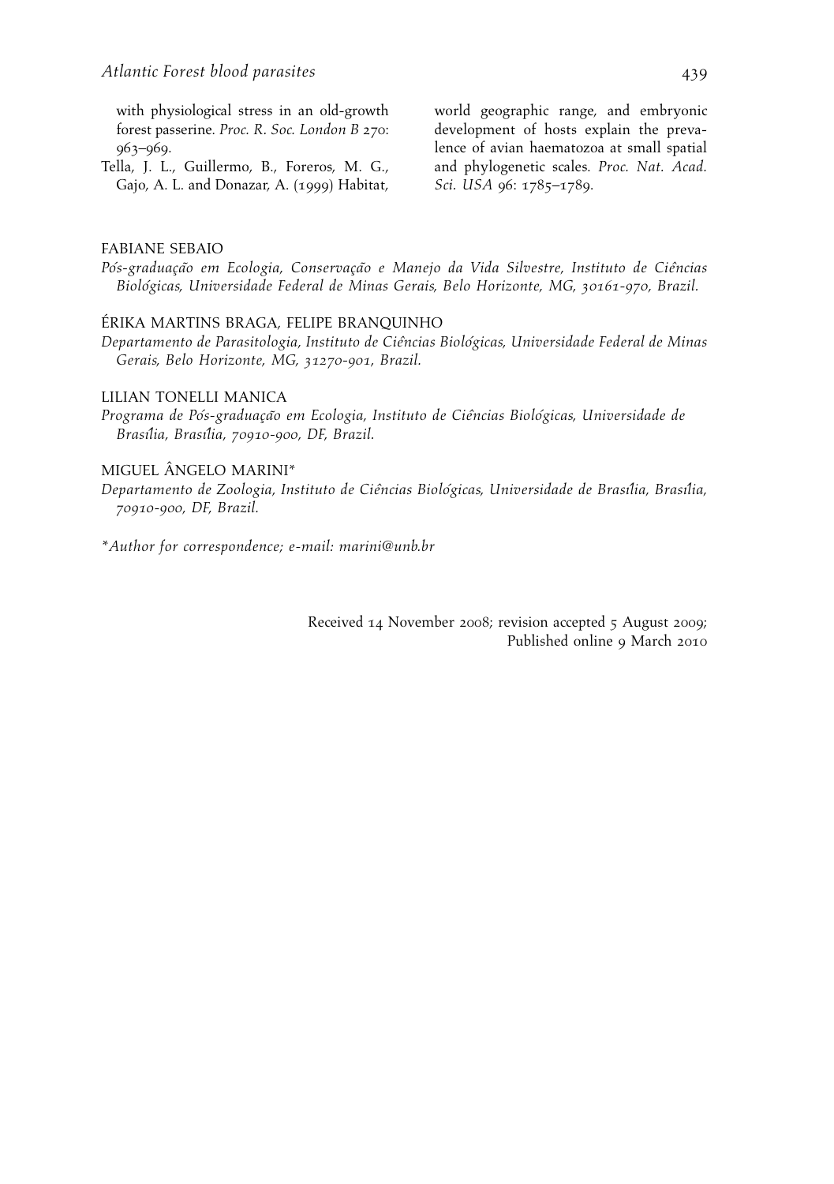with physiological stress in an old-growth forest passerine. *Proc. R. Soc. London B* 270: 963–969.

Tella, J. L., Guillermo, B., Foreros, M. G., Gajo, A. L. and Donazar, A. (1999) Habitat, world geographic range, and embryonic development of hosts explain the prevalence of avian haematozoa at small spatial and phylogenetic scales. *Proc. Nat. Acad. Sci. USA* 96: 1785–1789.

FABIANE SEBAIO

*Pós-graduação em Ecologia, Conservação e Manejo da Vida Silvestre, Instituto de Ciências Biológicas, Universidade Federal de Minas Gerais, Belo Horizonte, MG, 30161-970, Brazil.*

ÉRIKA MARTINS BRAGA, FELIPE BRANQUINHO

*Departamento de Parasitologia, Instituto de Ciências Biológicas, Universidade Federal de Minas Gerais, Belo Horizonte, MG, 31270-901, Brazil.*

LILIAN TONELLI MANICA

*Programa de Pós-graduação em Ecologia, Instituto de Ciências Biológicas, Universidade de Brasília, Brasília, 70910-900, DF, Brazil.*

MIGUEL ÂNGELO MARINI*

*Departamento de Zoologia, Instituto de Ciências Biológicas, Universidade de Brasília, Brasília, 70910-900, DF, Brazil.*

**Author for correspondence; e-mail: marini@unb.br*

Received 14 November 2008; revision accepted 5 August 2009;
Published online 9 March 2010